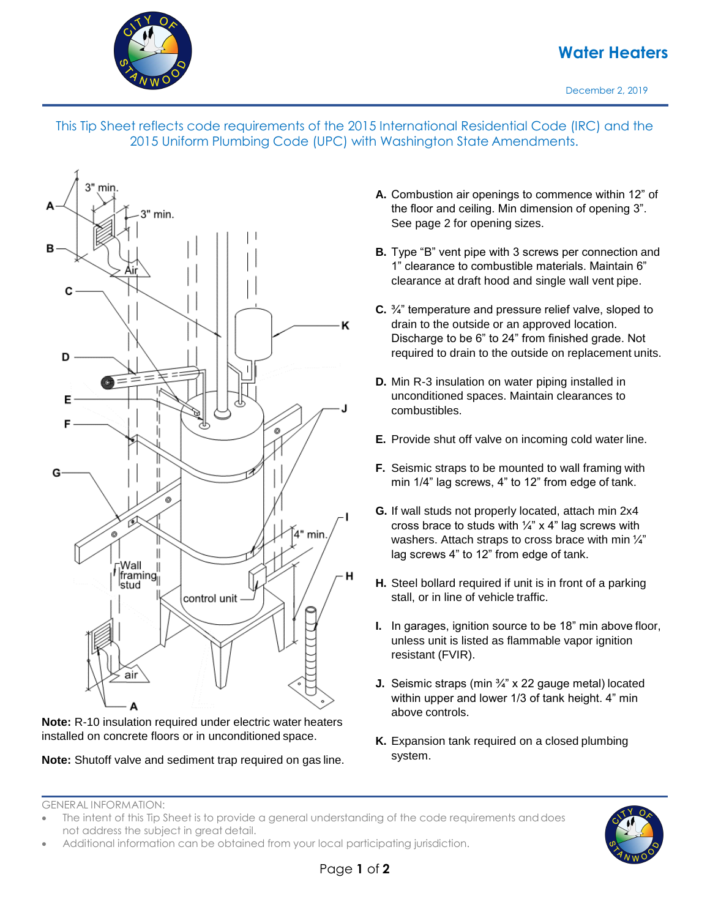# Water Heaters

December 2, 2019

This Tip Sheet reflects code requirements of the 2015 International Residential Code (IRC) and the 2015 Uniform Plumbing Code (UPC) with Washington State Amendments.

**A.** Combustion air openings to commence within 12" of the floor and ceiling. Min dimension of opening 3". See page 2 for opening sizes.

**B.** Type "B" vent pipe with 3 screws per connection and 1" clearance to combustible materials. Maintain 6" clearance at draft hood and single wall vent pipe.

**C.** ¾" temperature and pressure relief valve, sloped to drain to the outside or an approved location. Discharge to be 6" to 24" from finished grade. Not required to drain to the outside on replacement units.

**D.** Min R-3 insulation on water piping installed in unconditioned spaces. Maintain clearances to combustibles.

**E.** Provide shut off valve on incoming cold water line.

**F.** Seismic straps to be mounted to wall framing with min 1/4" lag screws, 4" to 12" from edge of tank.

**G.** If wall studs not properly located, attach min 2x4 cross brace to studs with ¼" x 4" lag screws with washers. Attach straps to cross brace with min ¼" lag screws 4" to 12" from edge of tank.

**H.** Steel bollard required if unit is in front of a parking stall, or in line of vehicle traffic.

**I.** In garages, ignition source to be 18" min above floor, unless unit is listed as flammable vapor ignition resistant (FVIR).

**J.** Seismic straps (min ¾" x 22 gauge metal) located within upper and lower 1/3 of tank height. 4" min above controls.

**K.** Expansion tank required on a closed plumbing system.

**Note:** R-10 insulation required under electric water heaters installed on concrete floors or in unconditioned space.

**Note:** Shutoff valve and sediment trap required on gas line.

GENERAL INFORMATION:

- The intent of this Tip Sheet is to provide a general understanding of the code requirements and does not address the subject in great detail.
- Additional information can be obtained from your local participating jurisdiction.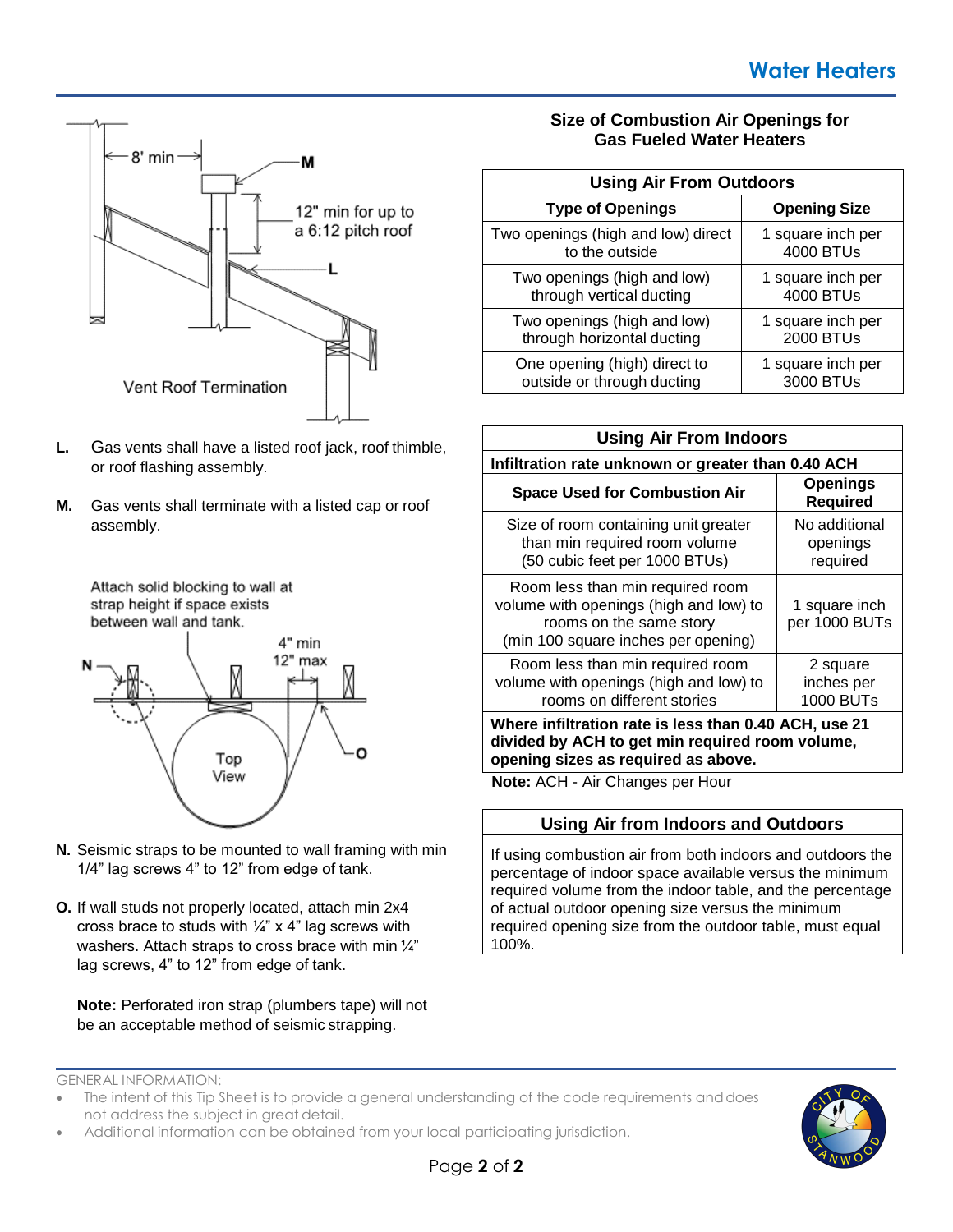# Water Heaters

8' min

M

12" min for up to a 6:12 pitch roof

L

Vent Roof Termination

**L.** Gas vents shall have a listed roof jack, roof thimble, or roof flashing assembly.

**M.** Gas vents shall terminate with a listed cap or roof assembly.

Attach solid blocking to wall at strap height if space exists between wall and tank.

4" min
12" max

N

O

Top View

**N.** Seismic straps to be mounted to wall framing with min 1/4" lag screws 4" to 12" from edge of tank.

**O.** If wall studs not properly located, attach min 2x4 cross brace to studs with ¼" x 4" lag screws with washers. Attach straps to cross brace with min ¼" lag screws, 4" to 12" from edge of tank.

**Note:** Perforated iron strap (plumbers tape) will not be an acceptable method of seismic strapping.

## Size of Combustion Air Openings for Gas Fueled Water Heaters

| Using Air From Outdoors | |
|---|---|
| **Type of Openings** | **Opening Size** |
| Two openings (high and low) direct to the outside | 1 square inch per 4000 BTUs |
| Two openings (high and low) through vertical ducting | 1 square inch per 4000 BTUs |
| Two openings (high and low) through horizontal ducting | 1 square inch per 2000 BTUs |
| One opening (high) direct to outside or through ducting | 1 square inch per 3000 BTUs |

| Using Air From Indoors | |
|---|---|
| **Infiltration rate unknown or greater than 0.40 ACH** | |
| **Space Used for Combustion Air** | **Openings Required** |
| Size of room containing unit greater than min required room volume (50 cubic feet per 1000 BTUs) | No additional openings required |
| Room less than min required room volume with openings (high and low) to rooms on the same story (min 100 square inches per opening) | 1 square inch per 1000 BUTs |
| Room less than min required room volume with openings (high and low) to rooms on different stories | 2 square inches per 1000 BUTs |
| **Where infiltration rate is less than 0.40 ACH, use 21 divided by ACH to get min required room volume, opening sizes as required as above.** | |

**Note:** ACH - Air Changes per Hour

| Using Air from Indoors and Outdoors |
|---|
| If using combustion air from both indoors and outdoors the percentage of indoor space available versus the minimum required volume from the indoor table, and the percentage of actual outdoor opening size versus the minimum required opening size from the outdoor table, must equal 100%. |

GENERAL INFORMATION:

- The intent of this Tip Sheet is to provide a general understanding of the code requirements and does not address the subject in great detail.
- Additional information can be obtained from your local participating jurisdiction.